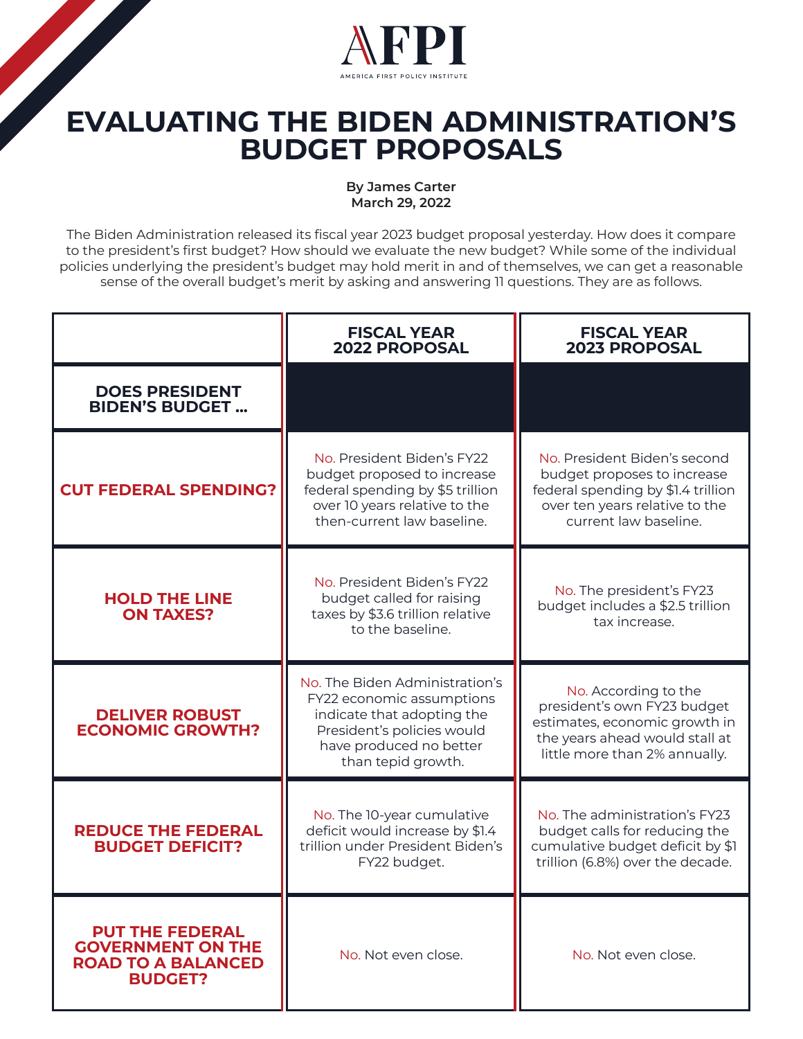AFPI

AMERICA FIRST POLICY INSTITUTE

# EVALUATING THE BIDEN ADMINISTRATION'S BUDGET PROPOSALS

**By James Carter**
**March 29, 2022**

The Biden Administration released its fiscal year 2023 budget proposal yesterday. How does it compare to the president's first budget? How should we evaluate the new budget? While some of the individual policies underlying the president's budget may hold merit in and of themselves, we can get a reasonable sense of the overall budget's merit by asking and answering 11 questions. They are as follows.

| DOES PRESIDENT BIDEN'S BUDGET ... | FISCAL YEAR 2022 PROPOSAL | FISCAL YEAR 2023 PROPOSAL |
|---|---|---|
| **CUT FEDERAL SPENDING?** | No. President Biden's FY22 budget proposed to increase federal spending by $5 trillion over 10 years relative to the then-current law baseline. | No. President Biden's second budget proposes to increase federal spending by $1.4 trillion over ten years relative to the current law baseline. |
| **HOLD THE LINE ON TAXES?** | No. President Biden's FY22 budget called for raising taxes by $3.6 trillion relative to the baseline. | No. The president's FY23 budget includes a $2.5 trillion tax increase. |
| **DELIVER ROBUST ECONOMIC GROWTH?** | No. The Biden Administration's FY22 economic assumptions indicate that adopting the President's policies would have produced no better than tepid growth. | No. According to the president's own FY23 budget estimates, economic growth in the years ahead would stall at little more than 2% annually. |
| **REDUCE THE FEDERAL BUDGET DEFICIT?** | No. The 10-year cumulative deficit would increase by $1.4 trillion under President Biden's FY22 budget. | No. The administration's FY23 budget calls for reducing the cumulative budget deficit by $1 trillion (6.8%) over the decade. |
| **PUT THE FEDERAL GOVERNMENT ON THE ROAD TO A BALANCED BUDGET?** | No. Not even close. | No. Not even close. |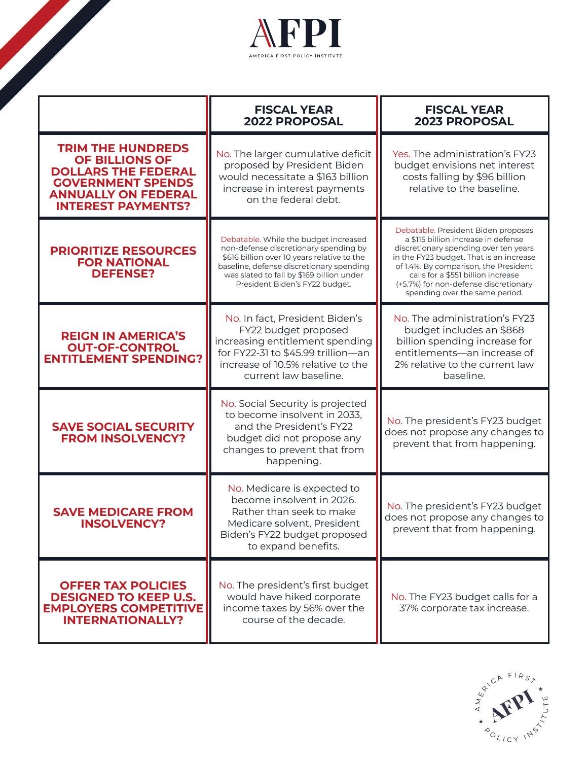| | FISCAL YEAR 2022 PROPOSAL | FISCAL YEAR 2023 PROPOSAL |
|---|---|---|
| **TRIM THE HUNDREDS OF BILLIONS OF DOLLARS THE FEDERAL GOVERNMENT SPENDS ANNUALLY ON FEDERAL INTEREST PAYMENTS?** | No. The larger cumulative deficit proposed by President Biden would necessitate a $163 billion increase in interest payments on the federal debt. | Yes. The administration's FY23 budget envisions net interest costs falling by $96 billion relative to the baseline. |
| **PRIORITIZE RESOURCES FOR NATIONAL DEFENSE?** | Debatable. While the budget increased non-defense discretionary spending by $616 billion over 10 years relative to the baseline, defense discretionary spending was slated to fall by $169 billion under President Biden's FY22 budget. | Debatable. President Biden proposes a $115 billion increase in defense discretionary spending over ten years in the FY23 budget. That is an increase of 1.4%. By comparison, the President calls for a $551 billion increase (+5.7%) for non-defense discretionary spending over the same period. |
| **REIGN IN AMERICA'S OUT-OF-CONTROL ENTITLEMENT SPENDING?** | No. In fact, President Biden's FY22 budget proposed increasing entitlement spending for FY22-31 to $45.99 trillion—an increase of 10.5% relative to the current law baseline. | No. The administration's FY23 budget includes an $868 billion spending increase for entitlements—an increase of 2% relative to the current law baseline. |
| **SAVE SOCIAL SECURITY FROM INSOLVENCY?** | No. Social Security is projected to become insolvent in 2033, and the President's FY22 budget did not propose any changes to prevent that from happening. | No. The president's FY23 budget does not propose any changes to prevent that from happening. |
| **SAVE MEDICARE FROM INSOLVENCY?** | No. Medicare is expected to become insolvent in 2026. Rather than seek to make Medicare solvent, President Biden's FY22 budget proposed to expand benefits. | No. The president's FY23 budget does not propose any changes to prevent that from happening. |
| **OFFER TAX POLICIES DESIGNED TO KEEP U.S. EMPLOYERS COMPETITIVE INTERNATIONALLY?** | No. The president's first budget would have hiked corporate income taxes by 56% over the course of the decade. | No. The FY23 budget calls for a 37% corporate tax increase. |